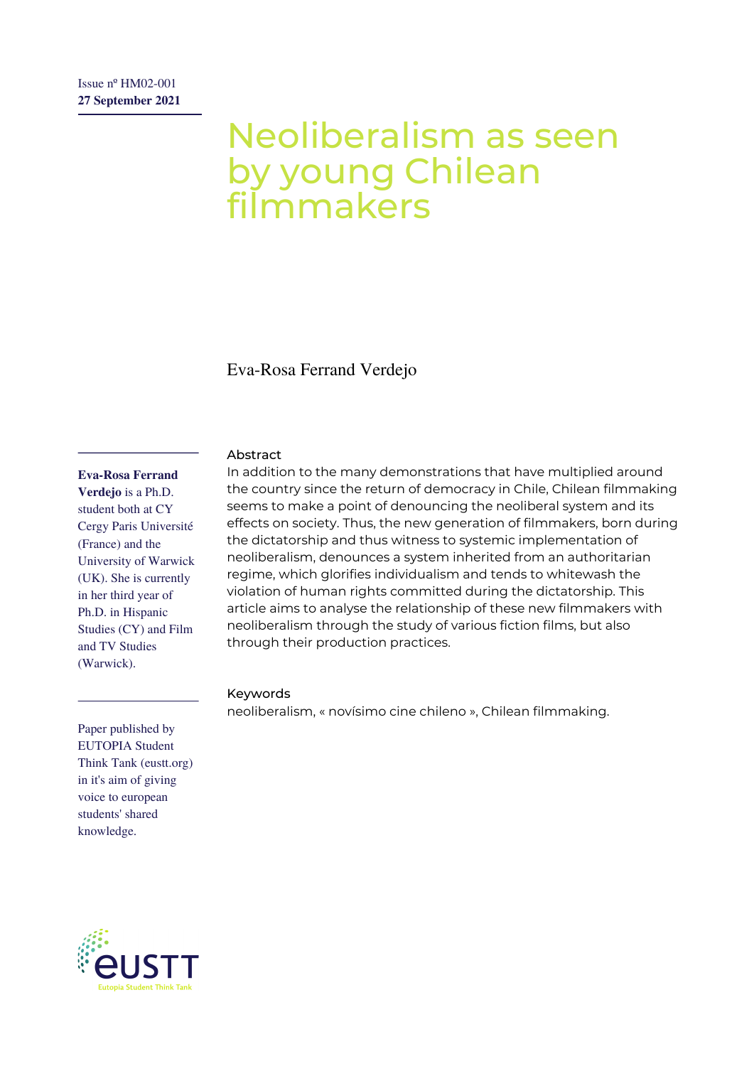Issue nº HM02-001
**27 September 2021**

# Neoliberalism as seen by young Chilean filmmakers

Eva-Rosa Ferrand Verdejo

**Eva-Rosa Ferrand Verdejo** is a Ph.D. student both at CY Cergy Paris Université (France) and the University of Warwick (UK). She is currently in her third year of Ph.D. in Hispanic Studies (CY) and Film and TV Studies (Warwick).

Paper published by EUTOPIA Student Think Tank (eustt.org) in it's aim of giving voice to european students' shared knowledge.

## Abstract

In addition to the many demonstrations that have multiplied around the country since the return of democracy in Chile, Chilean filmmaking seems to make a point of denouncing the neoliberal system and its effects on society. Thus, the new generation of filmmakers, born during the dictatorship and thus witness to systemic implementation of neoliberalism, denounces a system inherited from an authoritarian regime, which glorifies individualism and tends to whitewash the violation of human rights committed during the dictatorship. This article aims to analyse the relationship of these new filmmakers with neoliberalism through the study of various fiction films, but also through their production practices.

## Keywords

neoliberalism, « novísimo cine chileno », Chilean filmmaking.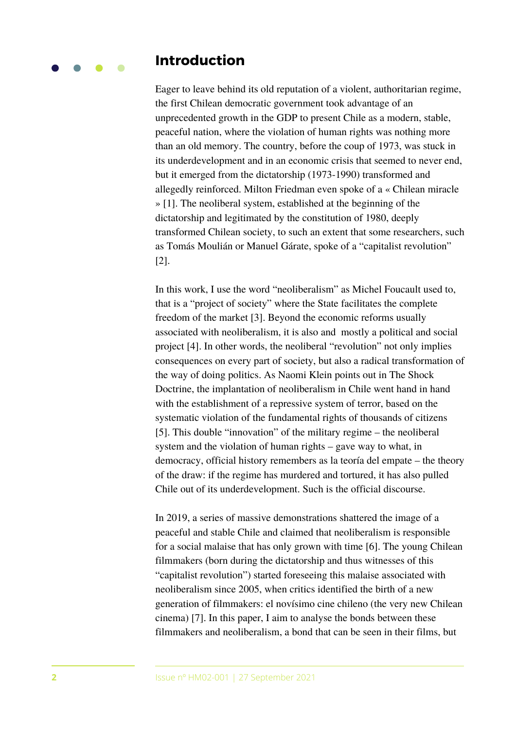## Introduction

Eager to leave behind its old reputation of a violent, authoritarian regime, the first Chilean democratic government took advantage of an unprecedented growth in the GDP to present Chile as a modern, stable, peaceful nation, where the violation of human rights was nothing more than an old memory. The country, before the coup of 1973, was stuck in its underdevelopment and in an economic crisis that seemed to never end, but it emerged from the dictatorship (1973-1990) transformed and allegedly reinforced. Milton Friedman even spoke of a « Chilean miracle » [1]. The neoliberal system, established at the beginning of the dictatorship and legitimated by the constitution of 1980, deeply transformed Chilean society, to such an extent that some researchers, such as Tomás Moulián or Manuel Gárate, spoke of a "capitalist revolution" [2].

In this work, I use the word "neoliberalism" as Michel Foucault used to, that is a "project of society" where the State facilitates the complete freedom of the market [3]. Beyond the economic reforms usually associated with neoliberalism, it is also and mostly a political and social project [4]. In other words, the neoliberal "revolution" not only implies consequences on every part of society, but also a radical transformation of the way of doing politics. As Naomi Klein points out in The Shock Doctrine, the implantation of neoliberalism in Chile went hand in hand with the establishment of a repressive system of terror, based on the systematic violation of the fundamental rights of thousands of citizens [5]. This double "innovation" of the military regime – the neoliberal system and the violation of human rights – gave way to what, in democracy, official history remembers as la teoría del empate – the theory of the draw: if the regime has murdered and tortured, it has also pulled Chile out of its underdevelopment. Such is the official discourse.

In 2019, a series of massive demonstrations shattered the image of a peaceful and stable Chile and claimed that neoliberalism is responsible for a social malaise that has only grown with time [6]. The young Chilean filmmakers (born during the dictatorship and thus witnesses of this "capitalist revolution") started foreseeing this malaise associated with neoliberalism since 2005, when critics identified the birth of a new generation of filmmakers: el novísimo cine chileno (the very new Chilean cinema) [7]. In this paper, I aim to analyse the bonds between these filmmakers and neoliberalism, a bond that can be seen in their films, but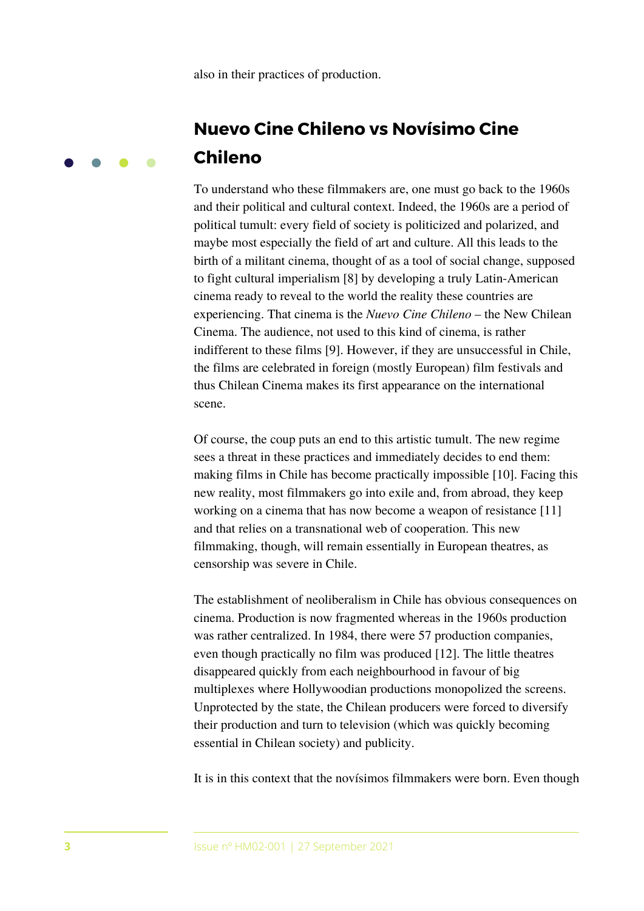also in their practices of production.

## Nuevo Cine Chileno vs Novísimo Cine Chileno

To understand who these filmmakers are, one must go back to the 1960s and their political and cultural context. Indeed, the 1960s are a period of political tumult: every field of society is politicized and polarized, and maybe most especially the field of art and culture. All this leads to the birth of a militant cinema, thought of as a tool of social change, supposed to fight cultural imperialism [8] by developing a truly Latin-American cinema ready to reveal to the world the reality these countries are experiencing. That cinema is the *Nuevo Cine Chileno* – the New Chilean Cinema. The audience, not used to this kind of cinema, is rather indifferent to these films [9]. However, if they are unsuccessful in Chile, the films are celebrated in foreign (mostly European) film festivals and thus Chilean Cinema makes its first appearance on the international scene.

Of course, the coup puts an end to this artistic tumult. The new regime sees a threat in these practices and immediately decides to end them: making films in Chile has become practically impossible [10]. Facing this new reality, most filmmakers go into exile and, from abroad, they keep working on a cinema that has now become a weapon of resistance [11] and that relies on a transnational web of cooperation. This new filmmaking, though, will remain essentially in European theatres, as censorship was severe in Chile.

The establishment of neoliberalism in Chile has obvious consequences on cinema. Production is now fragmented whereas in the 1960s production was rather centralized. In 1984, there were 57 production companies, even though practically no film was produced [12]. The little theatres disappeared quickly from each neighbourhood in favour of big multiplexes where Hollywoodian productions monopolized the screens. Unprotected by the state, the Chilean producers were forced to diversify their production and turn to television (which was quickly becoming essential in Chilean society) and publicity.

It is in this context that the novísimos filmmakers were born. Even though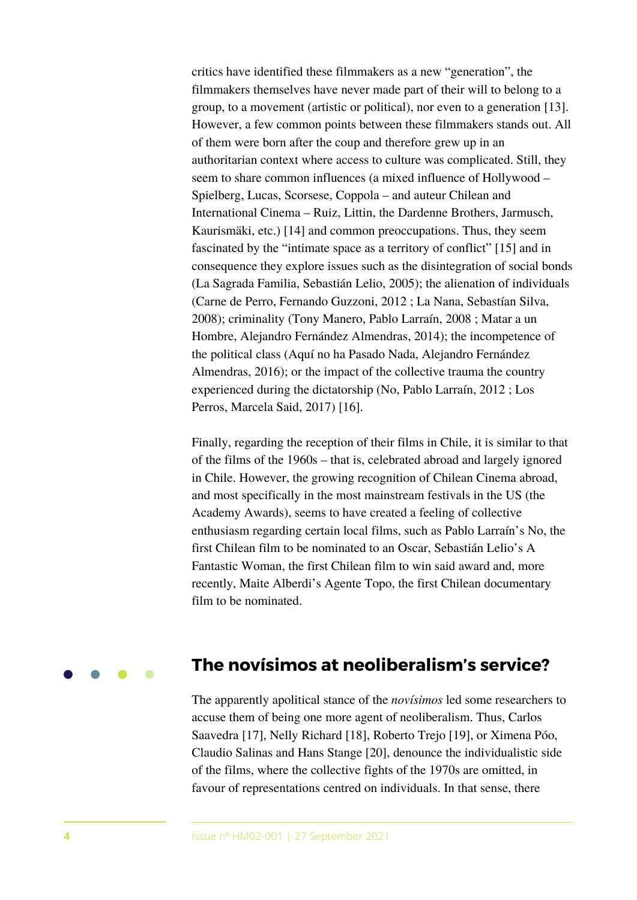critics have identified these filmmakers as a new "generation", the filmmakers themselves have never made part of their will to belong to a group, to a movement (artistic or political), nor even to a generation [13]. However, a few common points between these filmmakers stands out. All of them were born after the coup and therefore grew up in an authoritarian context where access to culture was complicated. Still, they seem to share common influences (a mixed influence of Hollywood – Spielberg, Lucas, Scorsese, Coppola – and auteur Chilean and International Cinema – Ruiz, Littin, the Dardenne Brothers, Jarmusch, Kaurismäki, etc.) [14] and common preoccupations. Thus, they seem fascinated by the "intimate space as a territory of conflict" [15] and in consequence they explore issues such as the disintegration of social bonds (La Sagrada Familia, Sebastián Lelio, 2005); the alienation of individuals (Carne de Perro, Fernando Guzzoni, 2012 ; La Nana, Sebastían Silva, 2008); criminality (Tony Manero, Pablo Larraín, 2008 ; Matar a un Hombre, Alejandro Fernández Almendras, 2014); the incompetence of the political class (Aquí no ha Pasado Nada, Alejandro Fernández Almendras, 2016); or the impact of the collective trauma the country experienced during the dictatorship (No, Pablo Larraín, 2012 ; Los Perros, Marcela Said, 2017) [16].

Finally, regarding the reception of their films in Chile, it is similar to that of the films of the 1960s – that is, celebrated abroad and largely ignored in Chile. However, the growing recognition of Chilean Cinema abroad, and most specifically in the most mainstream festivals in the US (the Academy Awards), seems to have created a feeling of collective enthusiasm regarding certain local films, such as Pablo Larraín's No, the first Chilean film to be nominated to an Oscar, Sebastián Lelio's A Fantastic Woman, the first Chilean film to win said award and, more recently, Maite Alberdi's Agente Topo, the first Chilean documentary film to be nominated.

## The novísimos at neoliberalism's service?

The apparently apolitical stance of the *novísimos* led some researchers to accuse them of being one more agent of neoliberalism. Thus, Carlos Saavedra [17], Nelly Richard [18], Roberto Trejo [19], or Ximena Póo, Claudio Salinas and Hans Stange [20], denounce the individualistic side of the films, where the collective fights of the 1970s are omitted, in favour of representations centred on individuals. In that sense, there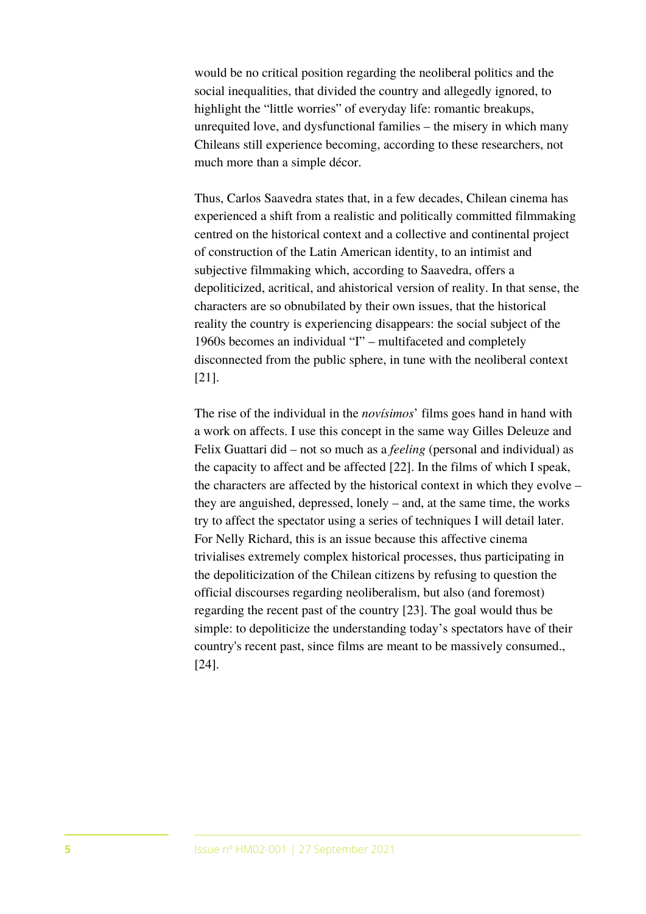would be no critical position regarding the neoliberal politics and the social inequalities, that divided the country and allegedly ignored, to highlight the “little worries” of everyday life: romantic breakups, unrequited love, and dysfunctional families – the misery in which many Chileans still experience becoming, according to these researchers, not much more than a simple décor.

Thus, Carlos Saavedra states that, in a few decades, Chilean cinema has experienced a shift from a realistic and politically committed filmmaking centred on the historical context and a collective and continental project of construction of the Latin American identity, to an intimist and subjective filmmaking which, according to Saavedra, offers a depoliticized, acritical, and ahistorical version of reality. In that sense, the characters are so obnubilated by their own issues, that the historical reality the country is experiencing disappears: the social subject of the 1960s becomes an individual “I” – multifaceted and completely disconnected from the public sphere, in tune with the neoliberal context [21].

The rise of the individual in the *novísimos*’ films goes hand in hand with a work on affects. I use this concept in the same way Gilles Deleuze and Felix Guattari did – not so much as a *feeling* (personal and individual) as the capacity to affect and be affected [22]. In the films of which I speak, the characters are affected by the historical context in which they evolve – they are anguished, depressed, lonely – and, at the same time, the works try to affect the spectator using a series of techniques I will detail later. For Nelly Richard, this is an issue because this affective cinema trivialises extremely complex historical processes, thus participating in the depoliticization of the Chilean citizens by refusing to question the official discourses regarding neoliberalism, but also (and foremost) regarding the recent past of the country [23]. The goal would thus be simple: to depoliticize the understanding today’s spectators have of their country's recent past, since films are meant to be massively consumed., [24].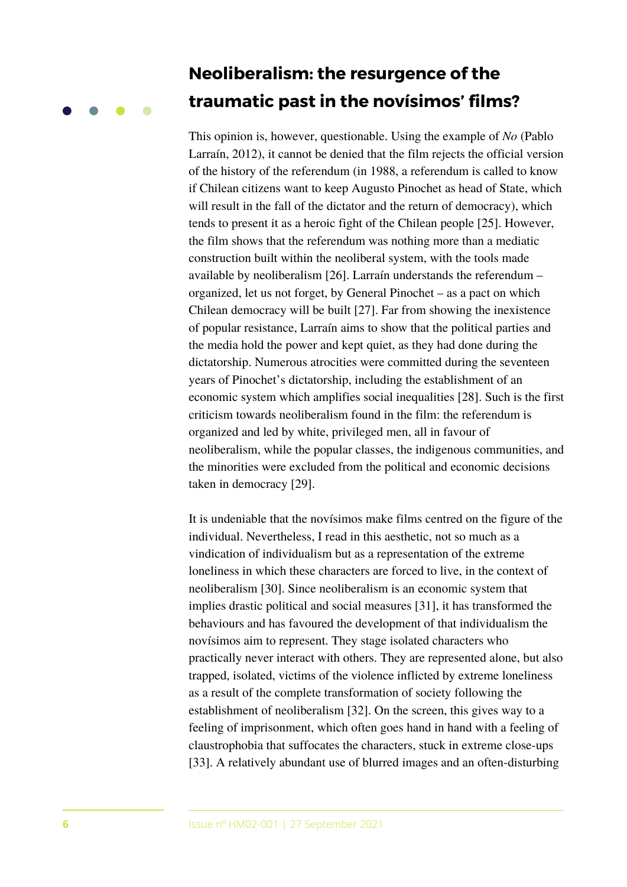## Neoliberalism: the resurgence of the traumatic past in the novísimos' films?

This opinion is, however, questionable. Using the example of *No* (Pablo Larraín, 2012), it cannot be denied that the film rejects the official version of the history of the referendum (in 1988, a referendum is called to know if Chilean citizens want to keep Augusto Pinochet as head of State, which will result in the fall of the dictator and the return of democracy), which tends to present it as a heroic fight of the Chilean people [25]. However, the film shows that the referendum was nothing more than a mediatic construction built within the neoliberal system, with the tools made available by neoliberalism [26]. Larraín understands the referendum – organized, let us not forget, by General Pinochet – as a pact on which Chilean democracy will be built [27]. Far from showing the inexistence of popular resistance, Larraín aims to show that the political parties and the media hold the power and kept quiet, as they had done during the dictatorship. Numerous atrocities were committed during the seventeen years of Pinochet's dictatorship, including the establishment of an economic system which amplifies social inequalities [28]. Such is the first criticism towards neoliberalism found in the film: the referendum is organized and led by white, privileged men, all in favour of neoliberalism, while the popular classes, the indigenous communities, and the minorities were excluded from the political and economic decisions taken in democracy [29].

It is undeniable that the novísimos make films centred on the figure of the individual. Nevertheless, I read in this aesthetic, not so much as a vindication of individualism but as a representation of the extreme loneliness in which these characters are forced to live, in the context of neoliberalism [30]. Since neoliberalism is an economic system that implies drastic political and social measures [31], it has transformed the behaviours and has favoured the development of that individualism the novísimos aim to represent. They stage isolated characters who practically never interact with others. They are represented alone, but also trapped, isolated, victims of the violence inflicted by extreme loneliness as a result of the complete transformation of society following the establishment of neoliberalism [32]. On the screen, this gives way to a feeling of imprisonment, which often goes hand in hand with a feeling of claustrophobia that suffocates the characters, stuck in extreme close-ups [33]. A relatively abundant use of blurred images and an often-disturbing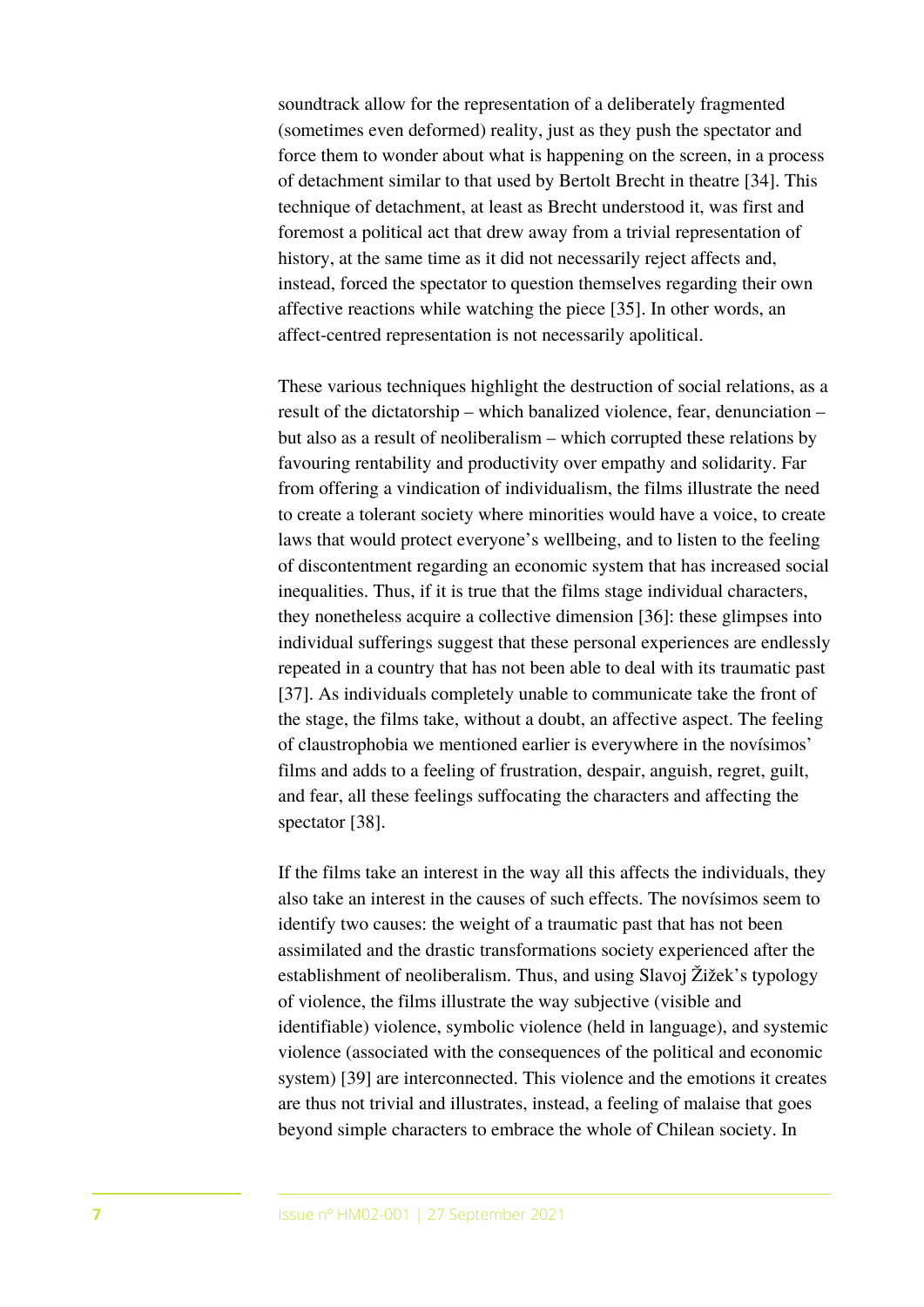soundtrack allow for the representation of a deliberately fragmented (sometimes even deformed) reality, just as they push the spectator and force them to wonder about what is happening on the screen, in a process of detachment similar to that used by Bertolt Brecht in theatre [34]. This technique of detachment, at least as Brecht understood it, was first and foremost a political act that drew away from a trivial representation of history, at the same time as it did not necessarily reject affects and, instead, forced the spectator to question themselves regarding their own affective reactions while watching the piece [35]. In other words, an affect-centred representation is not necessarily apolitical.

These various techniques highlight the destruction of social relations, as a result of the dictatorship – which banalized violence, fear, denunciation – but also as a result of neoliberalism – which corrupted these relations by favouring rentability and productivity over empathy and solidarity. Far from offering a vindication of individualism, the films illustrate the need to create a tolerant society where minorities would have a voice, to create laws that would protect everyone's wellbeing, and to listen to the feeling of discontentment regarding an economic system that has increased social inequalities. Thus, if it is true that the films stage individual characters, they nonetheless acquire a collective dimension [36]: these glimpses into individual sufferings suggest that these personal experiences are endlessly repeated in a country that has not been able to deal with its traumatic past [37]. As individuals completely unable to communicate take the front of the stage, the films take, without a doubt, an affective aspect. The feeling of claustrophobia we mentioned earlier is everywhere in the novísimos' films and adds to a feeling of frustration, despair, anguish, regret, guilt, and fear, all these feelings suffocating the characters and affecting the spectator [38].

If the films take an interest in the way all this affects the individuals, they also take an interest in the causes of such effects. The novísimos seem to identify two causes: the weight of a traumatic past that has not been assimilated and the drastic transformations society experienced after the establishment of neoliberalism. Thus, and using Slavoj Žižek's typology of violence, the films illustrate the way subjective (visible and identifiable) violence, symbolic violence (held in language), and systemic violence (associated with the consequences of the political and economic system) [39] are interconnected. This violence and the emotions it creates are thus not trivial and illustrates, instead, a feeling of malaise that goes beyond simple characters to embrace the whole of Chilean society. In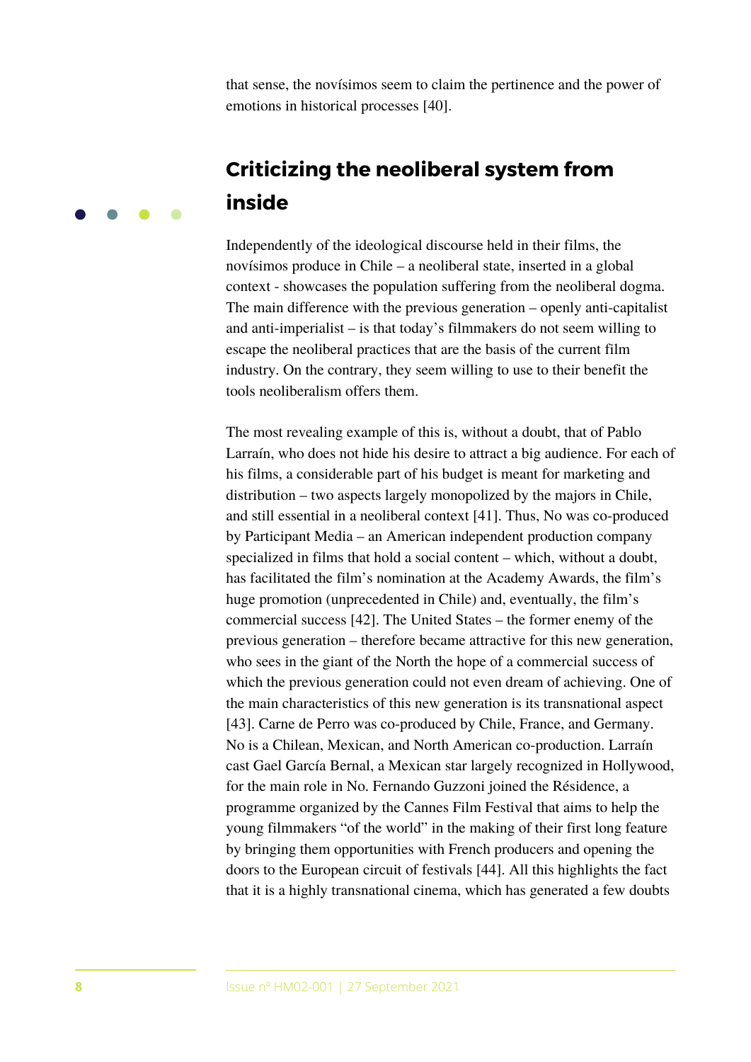that sense, the novísimos seem to claim the pertinence and the power of emotions in historical processes [40].

## Criticizing the neoliberal system from inside

Independently of the ideological discourse held in their films, the novísimos produce in Chile – a neoliberal state, inserted in a global context - showcases the population suffering from the neoliberal dogma. The main difference with the previous generation – openly anti-capitalist and anti-imperialist – is that today's filmmakers do not seem willing to escape the neoliberal practices that are the basis of the current film industry. On the contrary, they seem willing to use to their benefit the tools neoliberalism offers them.

The most revealing example of this is, without a doubt, that of Pablo Larraín, who does not hide his desire to attract a big audience. For each of his films, a considerable part of his budget is meant for marketing and distribution – two aspects largely monopolized by the majors in Chile, and still essential in a neoliberal context [41]. Thus, No was co-produced by Participant Media – an American independent production company specialized in films that hold a social content – which, without a doubt, has facilitated the film's nomination at the Academy Awards, the film's huge promotion (unprecedented in Chile) and, eventually, the film's commercial success [42]. The United States – the former enemy of the previous generation – therefore became attractive for this new generation, who sees in the giant of the North the hope of a commercial success of which the previous generation could not even dream of achieving. One of the main characteristics of this new generation is its transnational aspect [43]. Carne de Perro was co-produced by Chile, France, and Germany. No is a Chilean, Mexican, and North American co-production. Larraín cast Gael García Bernal, a Mexican star largely recognized in Hollywood, for the main role in No. Fernando Guzzoni joined the Résidence, a programme organized by the Cannes Film Festival that aims to help the young filmmakers "of the world" in the making of their first long feature by bringing them opportunities with French producers and opening the doors to the European circuit of festivals [44]. All this highlights the fact that it is a highly transnational cinema, which has generated a few doubts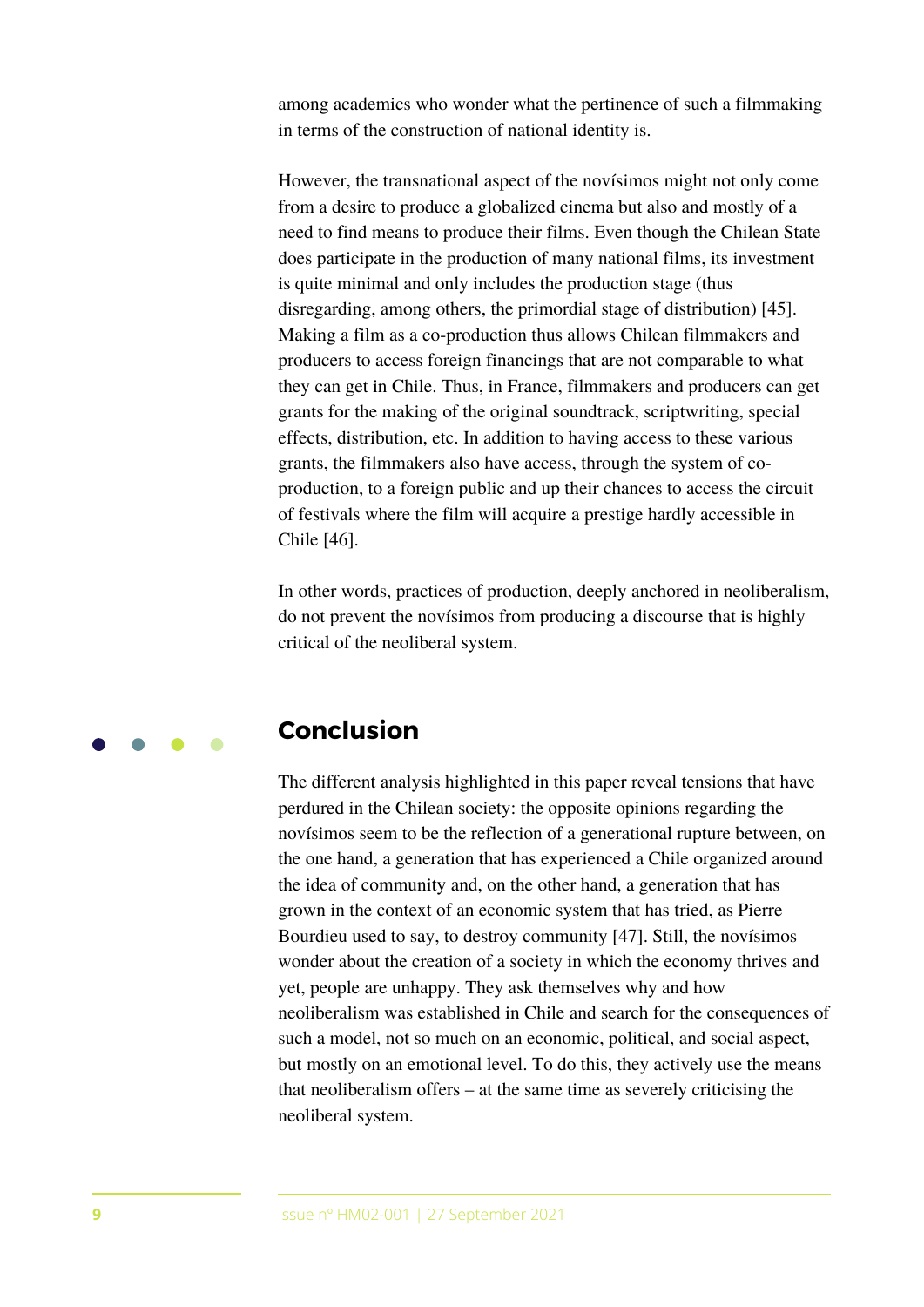among academics who wonder what the pertinence of such a filmmaking in terms of the construction of national identity is.

However, the transnational aspect of the novísimos might not only come from a desire to produce a globalized cinema but also and mostly of a need to find means to produce their films. Even though the Chilean State does participate in the production of many national films, its investment is quite minimal and only includes the production stage (thus disregarding, among others, the primordial stage of distribution) [45]. Making a film as a co-production thus allows Chilean filmmakers and producers to access foreign financings that are not comparable to what they can get in Chile. Thus, in France, filmmakers and producers can get grants for the making of the original soundtrack, scriptwriting, special effects, distribution, etc. In addition to having access to these various grants, the filmmakers also have access, through the system of co-production, to a foreign public and up their chances to access the circuit of festivals where the film will acquire a prestige hardly accessible in Chile [46].

In other words, practices of production, deeply anchored in neoliberalism, do not prevent the novísimos from producing a discourse that is highly critical of the neoliberal system.

## Conclusion

The different analysis highlighted in this paper reveal tensions that have perdured in the Chilean society: the opposite opinions regarding the novísimos seem to be the reflection of a generational rupture between, on the one hand, a generation that has experienced a Chile organized around the idea of community and, on the other hand, a generation that has grown in the context of an economic system that has tried, as Pierre Bourdieu used to say, to destroy community [47]. Still, the novísimos wonder about the creation of a society in which the economy thrives and yet, people are unhappy. They ask themselves why and how neoliberalism was established in Chile and search for the consequences of such a model, not so much on an economic, political, and social aspect, but mostly on an emotional level. To do this, they actively use the means that neoliberalism offers – at the same time as severely criticising the neoliberal system.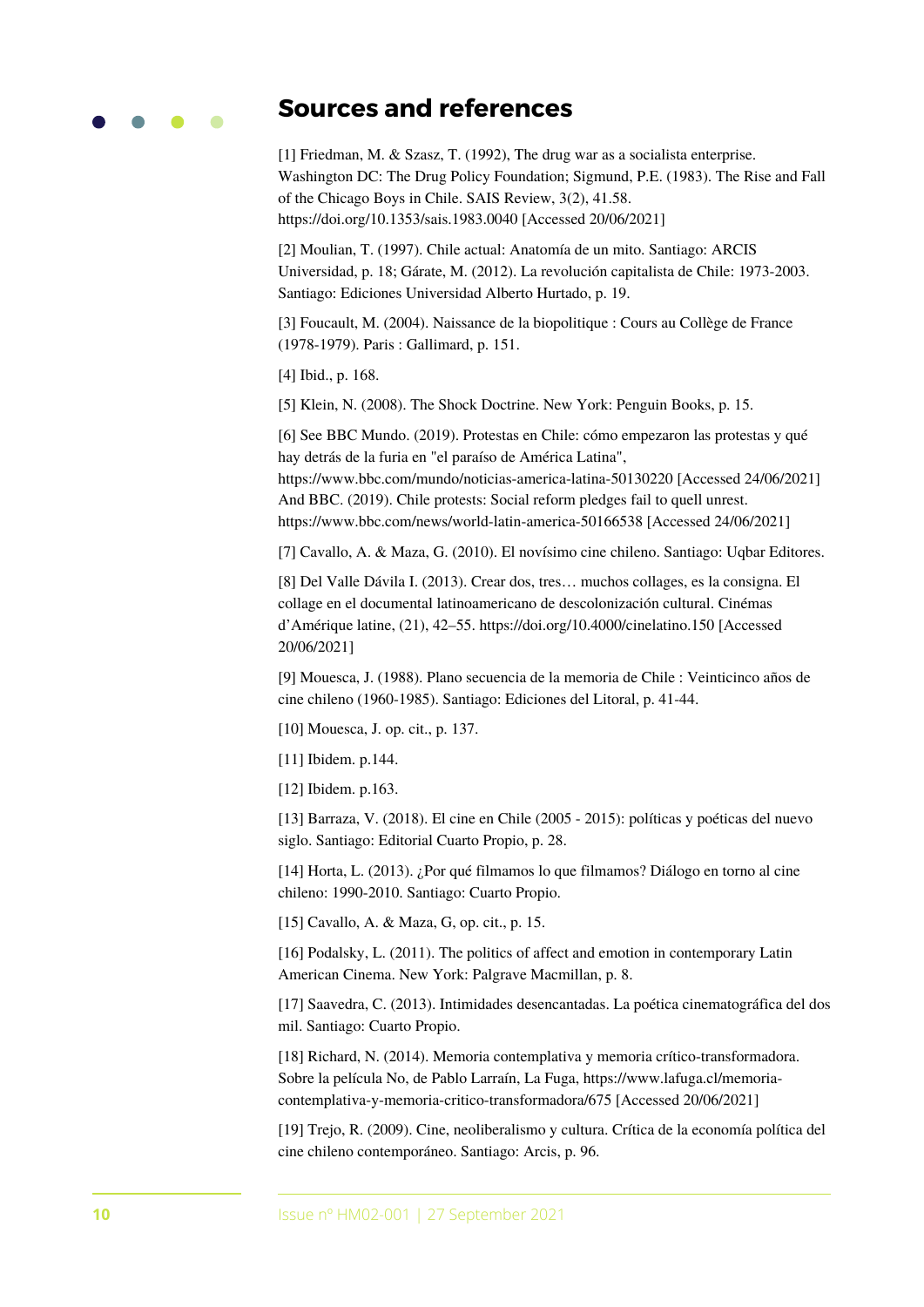## Sources and references

[1] Friedman, M. & Szasz, T. (1992), The drug war as a socialista enterprise. Washington DC: The Drug Policy Foundation; Sigmund, P.E. (1983). The Rise and Fall of the Chicago Boys in Chile. SAIS Review, 3(2), 41.58. https://doi.org/10.1353/sais.1983.0040 [Accessed 20/06/2021]

[2] Moulian, T. (1997). Chile actual: Anatomía de un mito. Santiago: ARCIS Universidad, p. 18; Gárate, M. (2012). La revolución capitalista de Chile: 1973-2003. Santiago: Ediciones Universidad Alberto Hurtado, p. 19.

[3] Foucault, M. (2004). Naissance de la biopolitique : Cours au Collège de France (1978-1979). Paris : Gallimard, p. 151.

[4] Ibid., p. 168.

[5] Klein, N. (2008). The Shock Doctrine. New York: Penguin Books, p. 15.

[6] See BBC Mundo. (2019). Protestas en Chile: cómo empezaron las protestas y qué hay detrás de la furia en "el paraíso de América Latina", https://www.bbc.com/mundo/noticias-america-latina-50130220 [Accessed 24/06/2021] And BBC. (2019). Chile protests: Social reform pledges fail to quell unrest. https://www.bbc.com/news/world-latin-america-50166538 [Accessed 24/06/2021]

[7] Cavallo, A. & Maza, G. (2010). El novísimo cine chileno. Santiago: Uqbar Editores.

[8] Del Valle Dávila I. (2013). Crear dos, tres… muchos collages, es la consigna. El collage en el documental latinoamericano de descolonización cultural. Cinémas d'Amérique latine, (21), 42–55. https://doi.org/10.4000/cinelatino.150 [Accessed 20/06/2021]

[9] Mouesca, J. (1988). Plano secuencia de la memoria de Chile : Veinticinco años de cine chileno (1960-1985). Santiago: Ediciones del Litoral, p. 41-44.

[10] Mouesca, J. op. cit., p. 137.

[11] Ibidem. p.144.

[12] Ibidem. p.163.

[13] Barraza, V. (2018). El cine en Chile (2005 - 2015): políticas y poéticas del nuevo siglo. Santiago: Editorial Cuarto Propio, p. 28.

[14] Horta, L. (2013). ¿Por qué filmamos lo que filmamos? Diálogo en torno al cine chileno: 1990-2010. Santiago: Cuarto Propio.

[15] Cavallo, A. & Maza, G, op. cit., p. 15.

[16] Podalsky, L. (2011). The politics of affect and emotion in contemporary Latin American Cinema. New York: Palgrave Macmillan, p. 8.

[17] Saavedra, C. (2013). Intimidades desencantadas. La poética cinematográfica del dos mil. Santiago: Cuarto Propio.

[18] Richard, N. (2014). Memoria contemplativa y memoria crítico-transformadora. Sobre la película No, de Pablo Larraín, La Fuga, https://www.lafuga.cl/memoria-contemplativa-y-memoria-critico-transformadora/675 [Accessed 20/06/2021]

[19] Trejo, R. (2009). Cine, neoliberalismo y cultura. Crítica de la economía política del cine chileno contemporáneo. Santiago: Arcis, p. 96.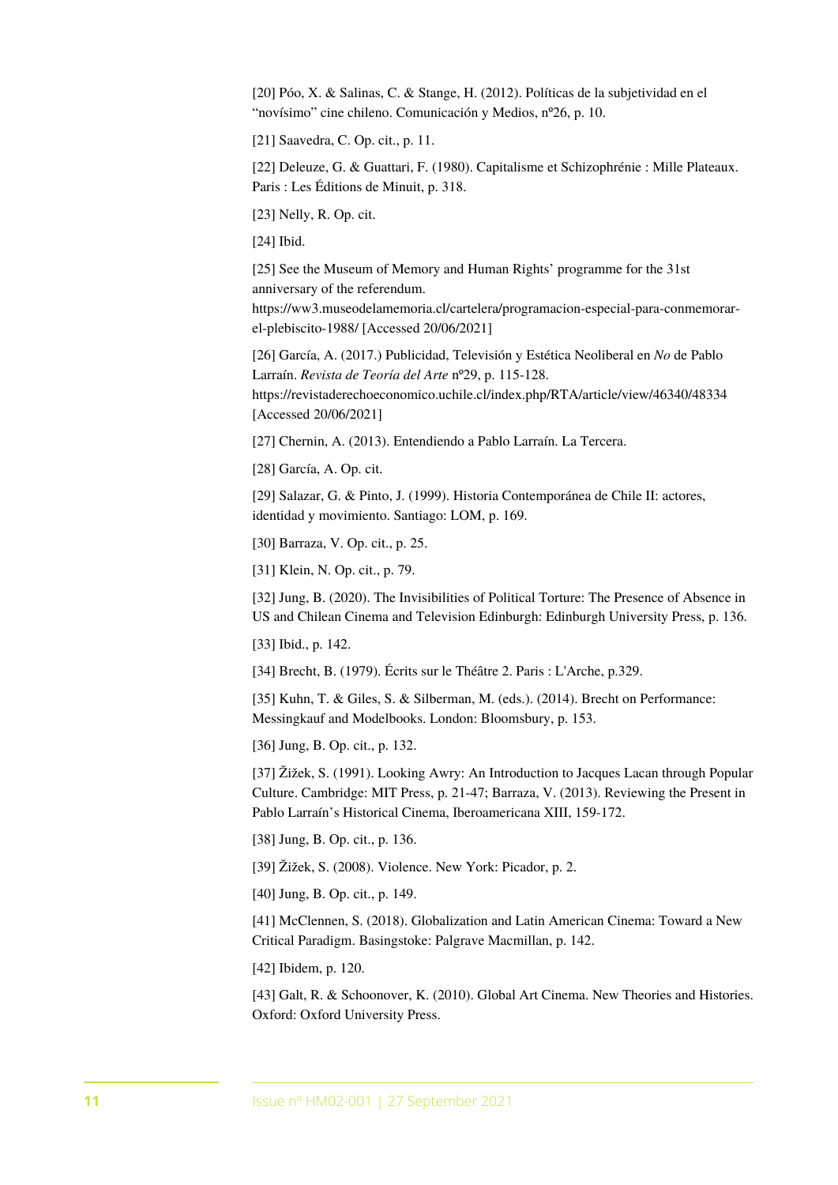[20] Póo, X. & Salinas, C. & Stange, H. (2012). Políticas de la subjetividad en el "novísimo" cine chileno. Comunicación y Medios, nº26, p. 10.

[21] Saavedra, C. Op. cit., p. 11.

[22] Deleuze, G. & Guattari, F. (1980). Capitalisme et Schizophrénie : Mille Plateaux. Paris : Les Éditions de Minuit, p. 318.

[23] Nelly, R. Op. cit.

[24] Ibid.

[25] See the Museum of Memory and Human Rights' programme for the 31st anniversary of the referendum. https://ww3.museodelamemoria.cl/cartelera/programacion-especial-para-conmemorar-el-plebiscito-1988/ [Accessed 20/06/2021]

[26] García, A. (2017.) Publicidad, Televisión y Estética Neoliberal en *No* de Pablo Larraín. *Revista de Teoría del Arte* nº29, p. 115-128. https://revistaderechoeconomico.uchile.cl/index.php/RTA/article/view/46340/48334 [Accessed 20/06/2021]

[27] Chernin, A. (2013). Entendiendo a Pablo Larraín. La Tercera.

[28] García, A. Op. cit.

[29] Salazar, G. & Pinto, J. (1999). Historia Contemporánea de Chile II: actores, identidad y movimiento. Santiago: LOM, p. 169.

[30] Barraza, V. Op. cit., p. 25.

[31] Klein, N. Op. cit., p. 79.

[32] Jung, B. (2020). The Invisibilities of Political Torture: The Presence of Absence in US and Chilean Cinema and Television Edinburgh: Edinburgh University Press, p. 136.

[33] Ibid., p. 142.

[34] Brecht, B. (1979). Écrits sur le Théâtre 2. Paris : L'Arche, p.329.

[35] Kuhn, T. & Giles, S. & Silberman, M. (eds.). (2014). Brecht on Performance: Messingkauf and Modelbooks. London: Bloomsbury, p. 153.

[36] Jung, B. Op. cit., p. 132.

[37] Žižek, S. (1991). Looking Awry: An Introduction to Jacques Lacan through Popular Culture. Cambridge: MIT Press, p. 21-47; Barraza, V. (2013). Reviewing the Present in Pablo Larraín's Historical Cinema, Iberoamericana XIII, 159-172.

[38] Jung, B. Op. cit., p. 136.

[39] Žižek, S. (2008). Violence. New York: Picador, p. 2.

[40] Jung, B. Op. cit., p. 149.

[41] McClennen, S. (2018). Globalization and Latin American Cinema: Toward a New Critical Paradigm. Basingstoke: Palgrave Macmillan, p. 142.

[42] Ibidem, p. 120.

[43] Galt, R. & Schoonover, K. (2010). Global Art Cinema. New Theories and Histories. Oxford: Oxford University Press.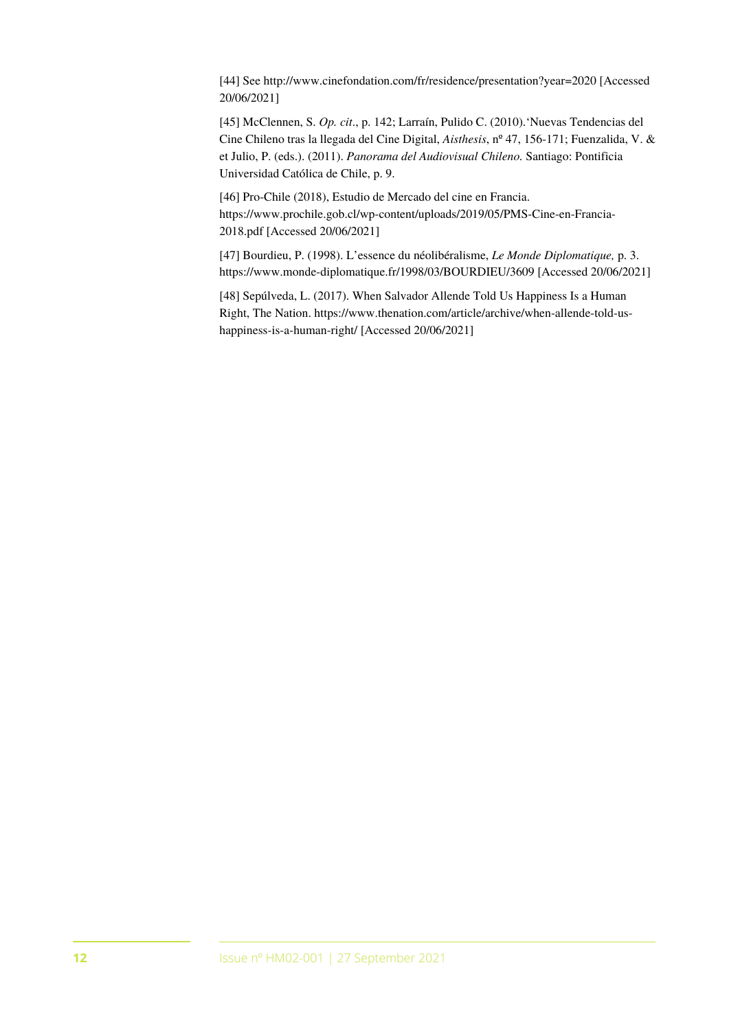[44] See http://www.cinefondation.com/fr/residence/presentation?year=2020 [Accessed 20/06/2021]

[45] McClennen, S. *Op. cit*., p. 142; Larraín, Pulido C. (2010).'Nuevas Tendencias del Cine Chileno tras la llegada del Cine Digital, *Aisthesis*, nº 47, 156-171; Fuenzalida, V. & et Julio, P. (eds.). (2011). *Panorama del Audiovisual Chileno.* Santiago: Pontificia Universidad Católica de Chile, p. 9.

[46] Pro-Chile (2018), Estudio de Mercado del cine en Francia. https://www.prochile.gob.cl/wp-content/uploads/2019/05/PMS-Cine-en-Francia-2018.pdf [Accessed 20/06/2021]

[47] Bourdieu, P. (1998). L'essence du néolibéralisme, *Le Monde Diplomatique,* p. 3. https://www.monde-diplomatique.fr/1998/03/BOURDIEU/3609 [Accessed 20/06/2021]

[48] Sepúlveda, L. (2017). When Salvador Allende Told Us Happiness Is a Human Right, The Nation. https://www.thenation.com/article/archive/when-allende-told-us-happiness-is-a-human-right/ [Accessed 20/06/2021]